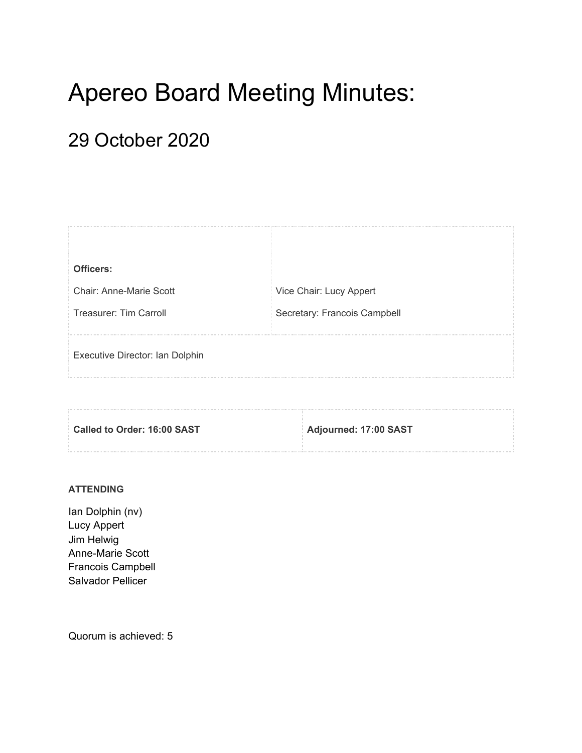# Apereo Board Meeting Minutes:

## 29 October 2020

| **Officers:** | |
| --- | --- |
| Chair: Anne-Marie Scott | Vice Chair: Lucy Appert |
| Treasurer: Tim Carroll | Secretary: Francois Campbell |
| Executive Director: Ian Dolphin | |

| **Called to Order: 16:00 SAST** | **Adjourned: 17:00 SAST** |
| --- | --- |

**ATTENDING**

Ian Dolphin (nv)
Lucy Appert
Jim Helwig
Anne-Marie Scott
Francois Campbell
Salvador Pellicer

Quorum is achieved: 5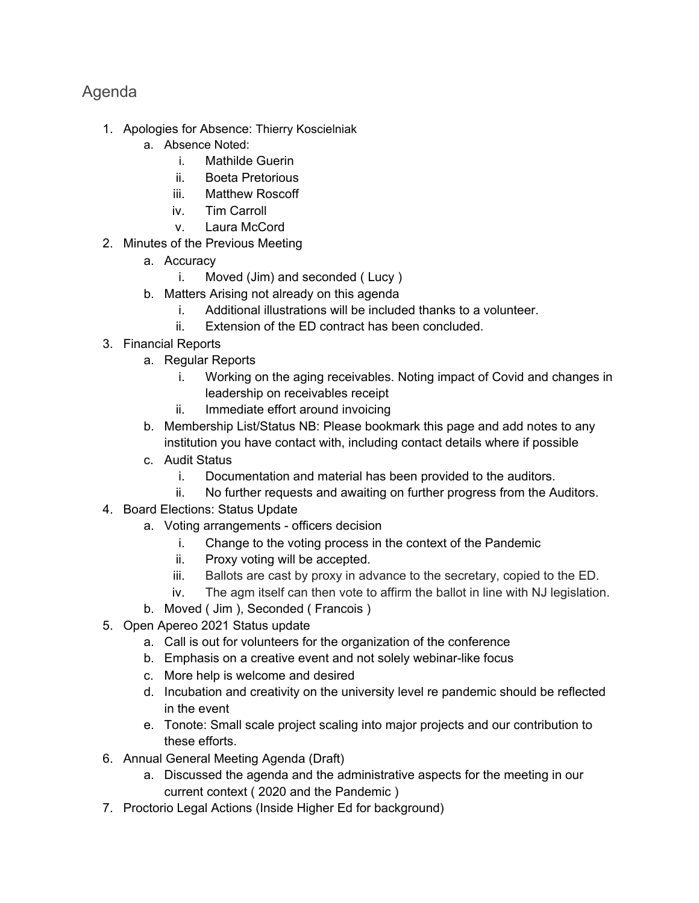## Agenda

1. Apologies for Absence: Thierry Koscielniak
    a. Absence Noted:
        i. Mathilde Guerin
        ii. Boeta Pretorious
        iii. Matthew Roscoff
        iv. Tim Carroll
        v. Laura McCord
2. Minutes of the Previous Meeting
    a. Accuracy
        i. Moved (Jim) and seconded ( Lucy )
    b. Matters Arising not already on this agenda
        i. Additional illustrations will be included thanks to a volunteer.
        ii. Extension of the ED contract has been concluded.
3. Financial Reports
    a. Regular Reports
        i. Working on the aging receivables. Noting impact of Covid and changes in leadership on receivables receipt
        ii. Immediate effort around invoicing
    b. Membership List/Status NB: Please bookmark this page and add notes to any institution you have contact with, including contact details where if possible
    c. Audit Status
        i. Documentation and material has been provided to the auditors.
        ii. No further requests and awaiting on further progress from the Auditors.
4. Board Elections: Status Update
    a. Voting arrangements - officers decision
        i. Change to the voting process in the context of the Pandemic
        ii. Proxy voting will be accepted.
        iii. Ballots are cast by proxy in advance to the secretary, copied to the ED.
        iv. The agm itself can then vote to affirm the ballot in line with NJ legislation.
    b. Moved ( Jim ), Seconded ( Francois )
5. Open Apereo 2021 Status update
    a. Call is out for volunteers for the organization of the conference
    b. Emphasis on a creative event and not solely webinar-like focus
    c. More help is welcome and desired
    d. Incubation and creativity on the university level re pandemic should be reflected in the event
    e. Tonote: Small scale project scaling into major projects and our contribution to these efforts.
6. Annual General Meeting Agenda (Draft)
    a. Discussed the agenda and the administrative aspects for the meeting in our current context ( 2020 and the Pandemic )
7. Proctorio Legal Actions (Inside Higher Ed for background)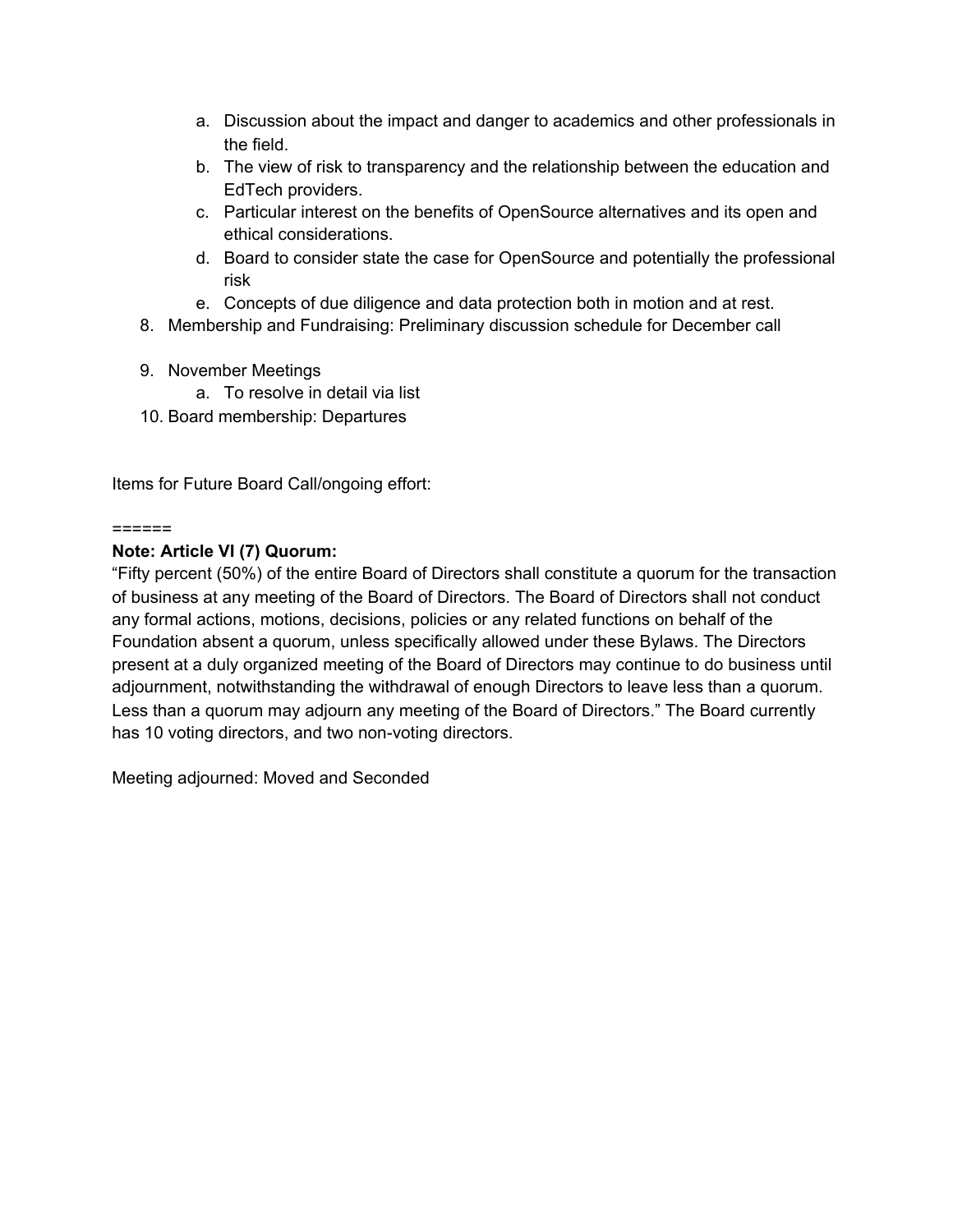a. Discussion about the impact and danger to academics and other professionals in the field.
   b. The view of risk to transparency and the relationship between the education and EdTech providers.
   c. Particular interest on the benefits of OpenSource alternatives and its open and ethical considerations.
   d. Board to consider state the case for OpenSource and potentially the professional risk
   e. Concepts of due diligence and data protection both in motion and at rest.

8. Membership and Fundraising: Preliminary discussion schedule for December call

9. November Meetings
   a. To resolve in detail via list
10. Board membership: Departures

Items for Future Board Call/ongoing effort:

======

**Note: Article VI (7) Quorum:**

"Fifty percent (50%) of the entire Board of Directors shall constitute a quorum for the transaction of business at any meeting of the Board of Directors. The Board of Directors shall not conduct any formal actions, motions, decisions, policies or any related functions on behalf of the Foundation absent a quorum, unless specifically allowed under these Bylaws. The Directors present at a duly organized meeting of the Board of Directors may continue to do business until adjournment, notwithstanding the withdrawal of enough Directors to leave less than a quorum. Less than a quorum may adjourn any meeting of the Board of Directors." The Board currently has 10 voting directors, and two non-voting directors.

Meeting adjourned: Moved and Seconded